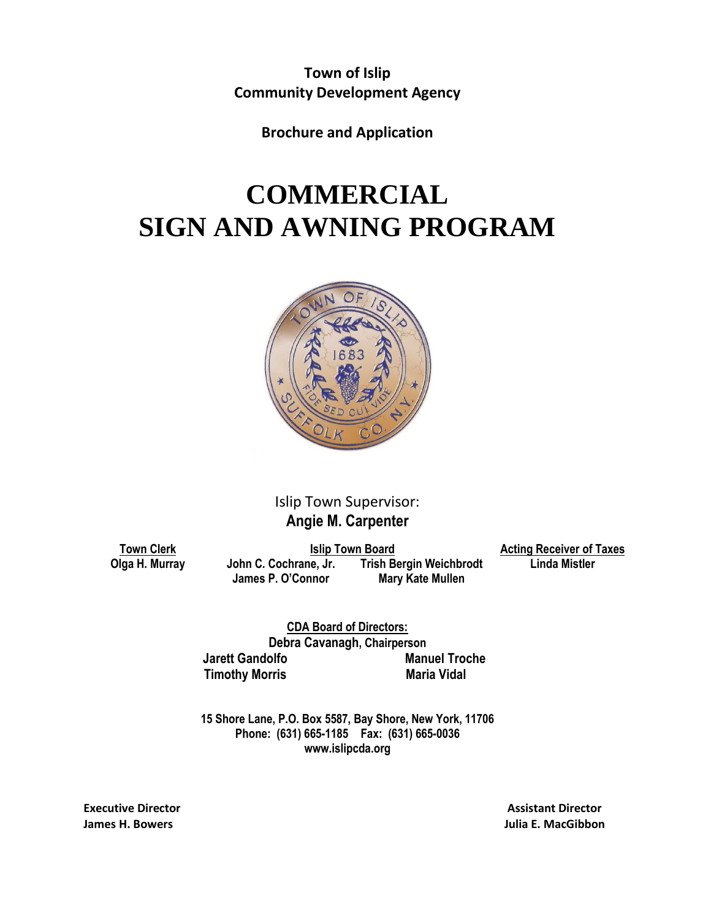**Town of Islip**
**Community Development Agency**

**Brochure and Application**

# COMMERCIAL SIGN AND AWNING PROGRAM

Islip Town Supervisor:
**Angie M. Carpenter**

**Town Clerk**
**Olga H. Murray**

**Islip Town Board**
**John C. Cochrane, Jr.** **Trish Bergin Weichbrodt**
**James P. O'Connor** **Mary Kate Mullen**

**Acting Receiver of Taxes**
**Linda Mistler**

**CDA Board of Directors:**
**Debra Cavanagh, Chairperson**
**Jarett Gandolfo** **Manuel Troche**
**Timothy Morris** **Maria Vidal**

**15 Shore Lane, P.O. Box 5587, Bay Shore, New York, 11706**
**Phone: (631) 665-1185 Fax: (631) 665-0036**
**www.islipcda.org**

**Executive Director**
**James H. Bowers**

**Assistant Director**
**Julia E. MacGibbon**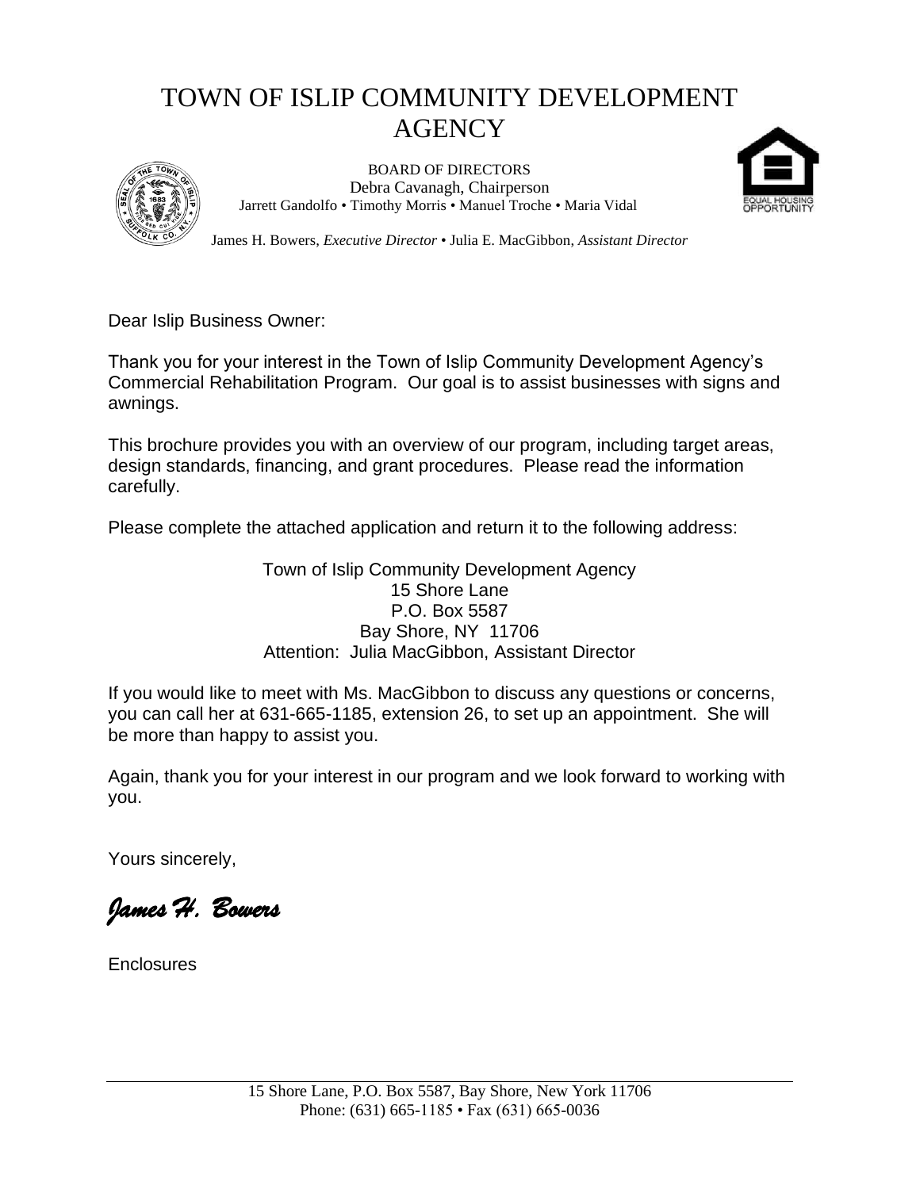# TOWN OF ISLIP COMMUNITY DEVELOPMENT AGENCY

BOARD OF DIRECTORS
Debra Cavanagh, Chairperson
Jarrett Gandolfo • Timothy Morris • Manuel Troche • Maria Vidal

James H. Bowers, *Executive Director* • Julia E. MacGibbon, *Assistant Director*

Dear Islip Business Owner:

Thank you for your interest in the Town of Islip Community Development Agency's Commercial Rehabilitation Program. Our goal is to assist businesses with signs and awnings.

This brochure provides you with an overview of our program, including target areas, design standards, financing, and grant procedures. Please read the information carefully.

Please complete the attached application and return it to the following address:

Town of Islip Community Development Agency
15 Shore Lane
P.O. Box 5587
Bay Shore, NY 11706
Attention: Julia MacGibbon, Assistant Director

If you would like to meet with Ms. MacGibbon to discuss any questions or concerns, you can call her at 631-665-1185, extension 26, to set up an appointment. She will be more than happy to assist you.

Again, thank you for your interest in our program and we look forward to working with you.

Yours sincerely,

*James H. Bowers*

Enclosures

15 Shore Lane, P.O. Box 5587, Bay Shore, New York 11706
Phone: (631) 665-1185 • Fax (631) 665-0036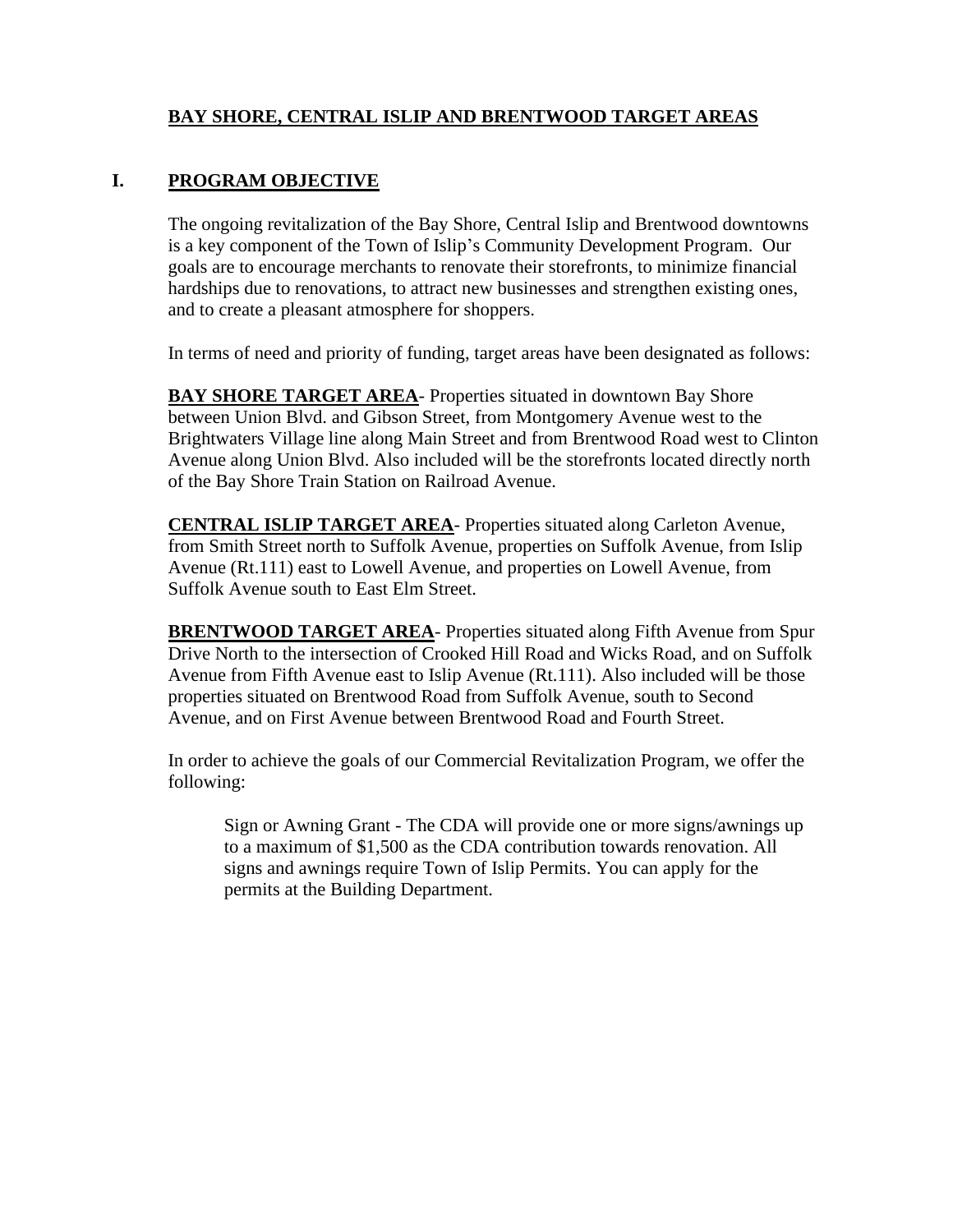## **BAY SHORE, CENTRAL ISLIP AND BRENTWOOD TARGET AREAS**

## I. **PROGRAM OBJECTIVE**

The ongoing revitalization of the Bay Shore, Central Islip and Brentwood downtowns is a key component of the Town of Islip's Community Development Program. Our goals are to encourage merchants to renovate their storefronts, to minimize financial hardships due to renovations, to attract new businesses and strengthen existing ones, and to create a pleasant atmosphere for shoppers.

In terms of need and priority of funding, target areas have been designated as follows:

**BAY SHORE TARGET AREA**- Properties situated in downtown Bay Shore between Union Blvd. and Gibson Street, from Montgomery Avenue west to the Brightwaters Village line along Main Street and from Brentwood Road west to Clinton Avenue along Union Blvd. Also included will be the storefronts located directly north of the Bay Shore Train Station on Railroad Avenue.

**CENTRAL ISLIP TARGET AREA**- Properties situated along Carleton Avenue, from Smith Street north to Suffolk Avenue, properties on Suffolk Avenue, from Islip Avenue (Rt.111) east to Lowell Avenue, and properties on Lowell Avenue, from Suffolk Avenue south to East Elm Street.

**BRENTWOOD TARGET AREA**- Properties situated along Fifth Avenue from Spur Drive North to the intersection of Crooked Hill Road and Wicks Road, and on Suffolk Avenue from Fifth Avenue east to Islip Avenue (Rt.111). Also included will be those properties situated on Brentwood Road from Suffolk Avenue, south to Second Avenue, and on First Avenue between Brentwood Road and Fourth Street.

In order to achieve the goals of our Commercial Revitalization Program, we offer the following:

> Sign or Awning Grant - The CDA will provide one or more signs/awnings up to a maximum of $1,500 as the CDA contribution towards renovation. All signs and awnings require Town of Islip Permits. You can apply for the permits at the Building Department.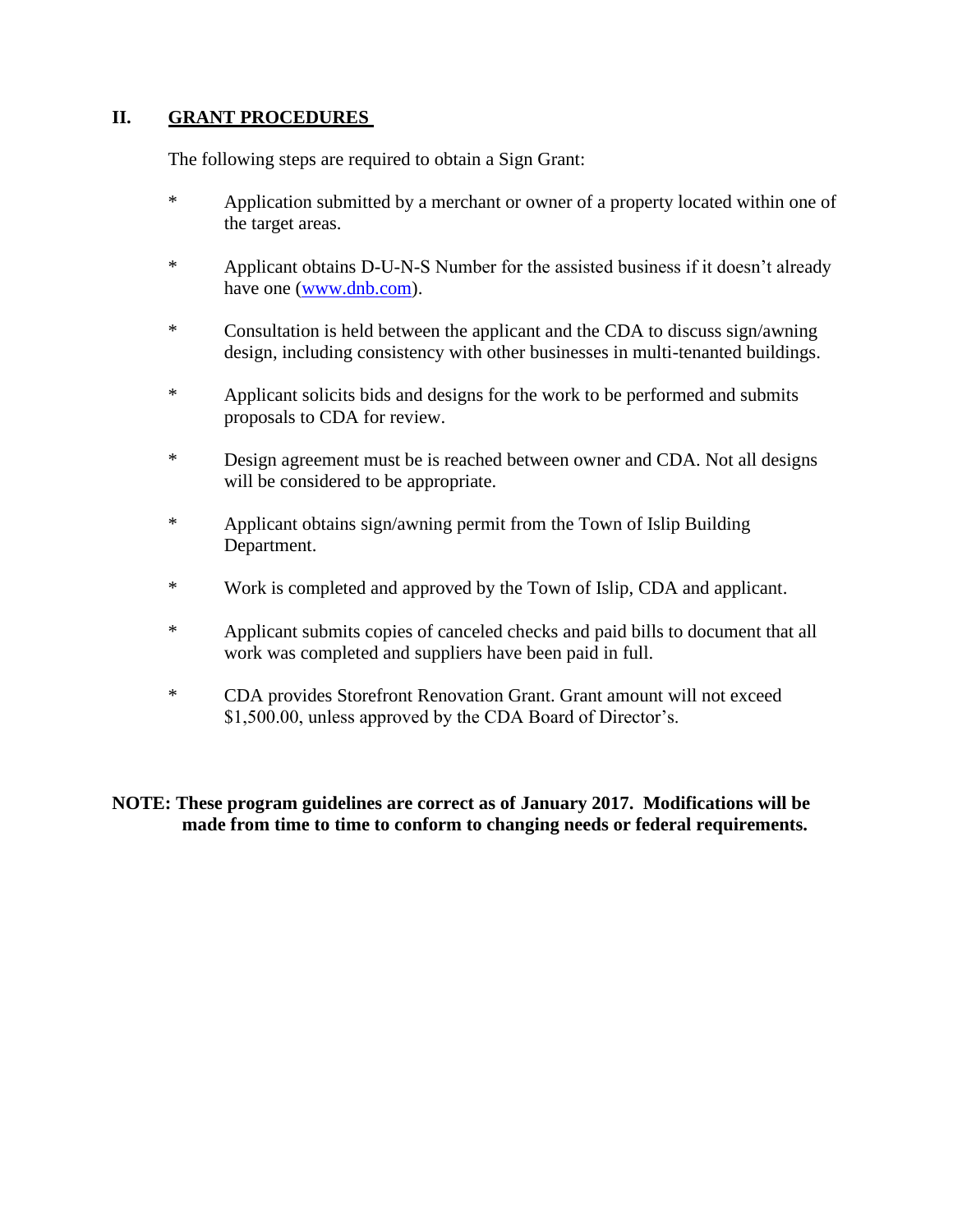## II. GRANT PROCEDURES

The following steps are required to obtain a Sign Grant:

* Application submitted by a merchant or owner of a property located within one of the target areas.
* Applicant obtains D-U-N-S Number for the assisted business if it doesn't already have one (www.dnb.com).
* Consultation is held between the applicant and the CDA to discuss sign/awning design, including consistency with other businesses in multi-tenanted buildings.
* Applicant solicits bids and designs for the work to be performed and submits proposals to CDA for review.
* Design agreement must be is reached between owner and CDA. Not all designs will be considered to be appropriate.
* Applicant obtains sign/awning permit from the Town of Islip Building Department.
* Work is completed and approved by the Town of Islip, CDA and applicant.
* Applicant submits copies of canceled checks and paid bills to document that all work was completed and suppliers have been paid in full.
* CDA provides Storefront Renovation Grant. Grant amount will not exceed $1,500.00, unless approved by the CDA Board of Director's.

**NOTE: These program guidelines are correct as of January 2017. Modifications will be made from time to time to conform to changing needs or federal requirements.**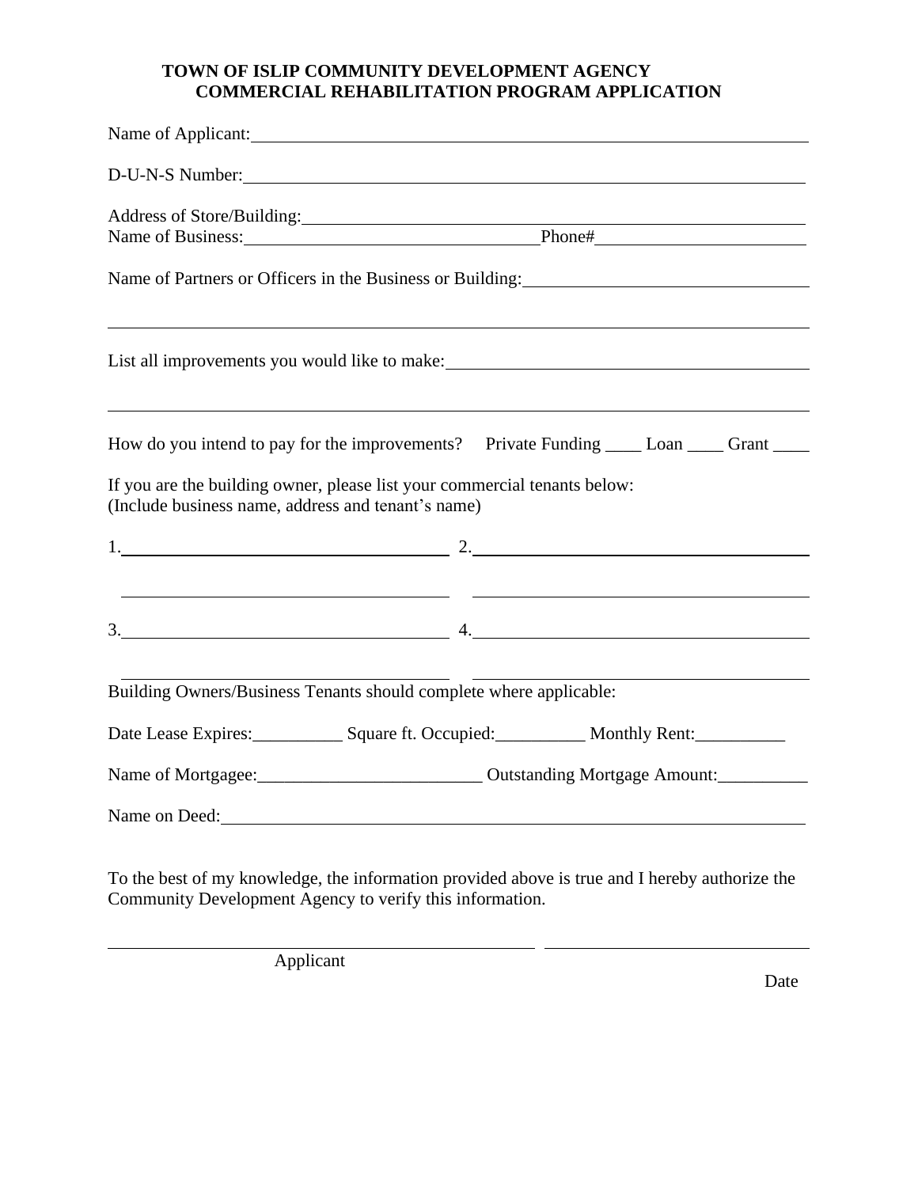**TOWN OF ISLIP COMMUNITY DEVELOPMENT AGENCY**
**COMMERCIAL REHABILITATION PROGRAM APPLICATION**

Name of Applicant:______________________________________________

D-U-N-S Number:______________________________________________

Address of Store/Building:______________________________________________
Name of Business:______________________________Phone#____________________

Name of Partners or Officers in the Business or Building:____________________________

______________________________________________________________________

List all improvements you would like to make:______________________________________

______________________________________________________________________

How do you intend to pay for the improvements?     Private Funding ____ Loan ____ Grant ____

If you are the building owner, please list your commercial tenants below:
(Include business name, address and tenant's name)

1.__________________________________ 2.__________________________________

__________________________________ __________________________________

3.__________________________________ 4.__________________________________

__________________________________ __________________________________

Building Owners/Business Tenants should complete where applicable:

Date Lease Expires:__________ Square ft. Occupied:__________ Monthly Rent:__________

Name of Mortgagee:________________________ Outstanding Mortgage Amount:__________

Name on Deed:______________________________________________

To the best of my knowledge, the information provided above is true and I hereby authorize the Community Development Agency to verify this information.

______________________________________ ______________________________
Applicant                                                                                    Date